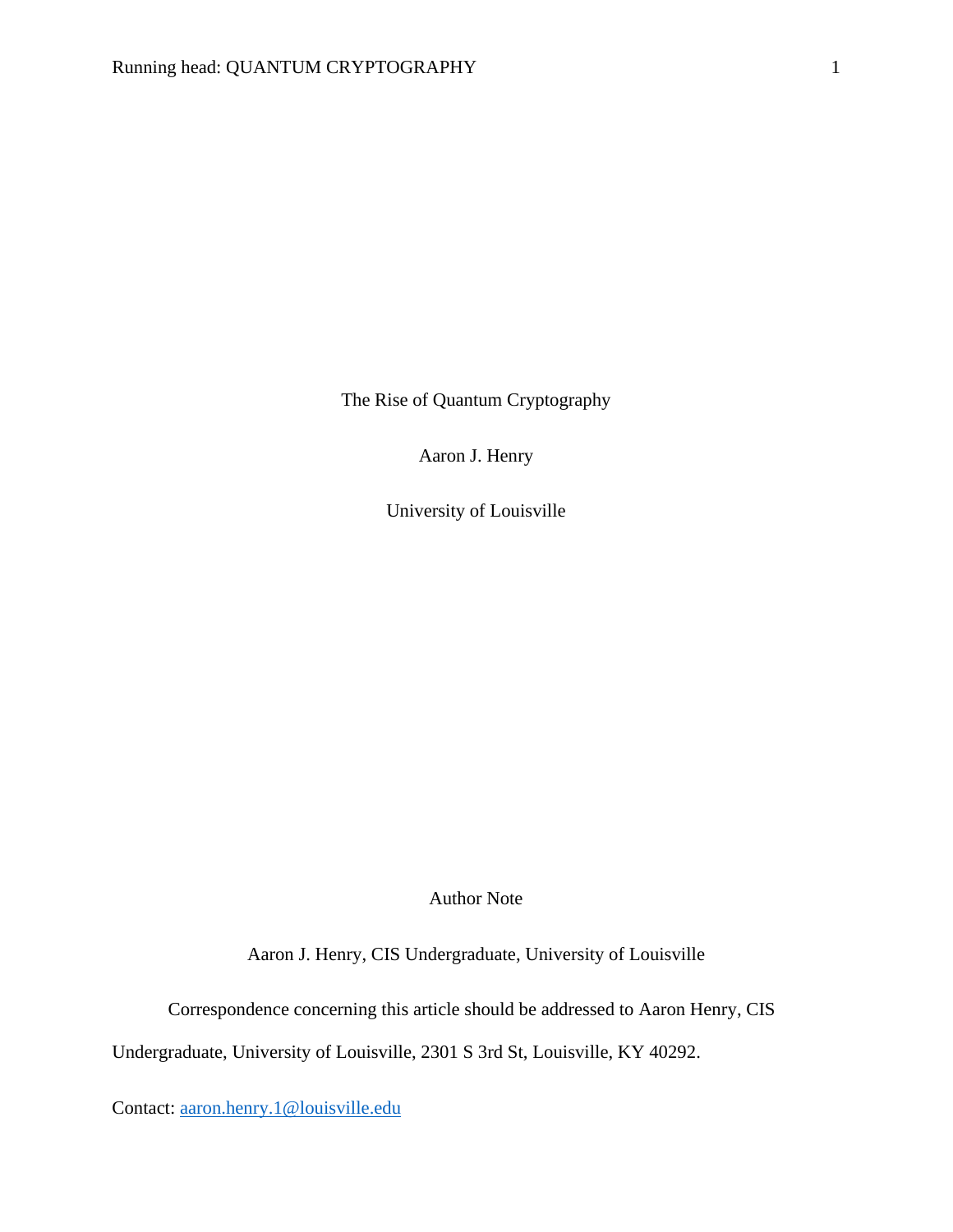# The Rise of Quantum Cryptography

Aaron J. Henry

University of Louisville

Author Note

Aaron J. Henry, CIS Undergraduate, University of Louisville

Correspondence concerning this article should be addressed to Aaron Henry, CIS Undergraduate, University of Louisville, 2301 S 3rd St, Louisville, KY 40292.

Contact: aaron.henry.1@louisville.edu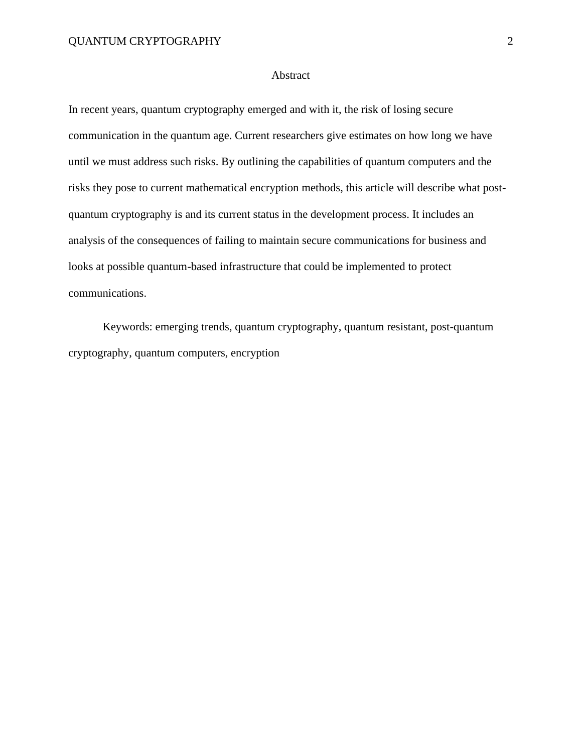# Abstract

In recent years, quantum cryptography emerged and with it, the risk of losing secure communication in the quantum age. Current researchers give estimates on how long we have until we must address such risks. By outlining the capabilities of quantum computers and the risks they pose to current mathematical encryption methods, this article will describe what post-quantum cryptography is and its current status in the development process. It includes an analysis of the consequences of failing to maintain secure communications for business and looks at possible quantum-based infrastructure that could be implemented to protect communications.

Keywords: emerging trends, quantum cryptography, quantum resistant, post-quantum cryptography, quantum computers, encryption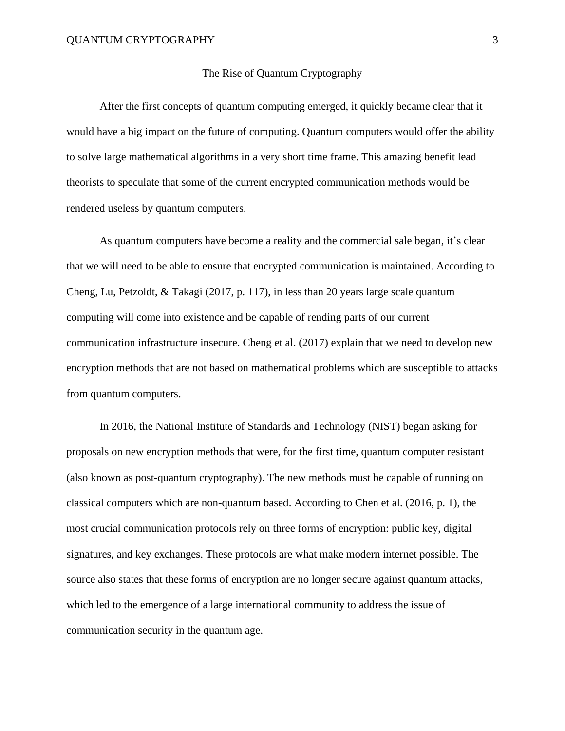# The Rise of Quantum Cryptography

After the first concepts of quantum computing emerged, it quickly became clear that it would have a big impact on the future of computing. Quantum computers would offer the ability to solve large mathematical algorithms in a very short time frame. This amazing benefit lead theorists to speculate that some of the current encrypted communication methods would be rendered useless by quantum computers.

As quantum computers have become a reality and the commercial sale began, it's clear that we will need to be able to ensure that encrypted communication is maintained. According to Cheng, Lu, Petzoldt, & Takagi (2017, p. 117), in less than 20 years large scale quantum computing will come into existence and be capable of rending parts of our current communication infrastructure insecure. Cheng et al. (2017) explain that we need to develop new encryption methods that are not based on mathematical problems which are susceptible to attacks from quantum computers.

In 2016, the National Institute of Standards and Technology (NIST) began asking for proposals on new encryption methods that were, for the first time, quantum computer resistant (also known as post-quantum cryptography). The new methods must be capable of running on classical computers which are non-quantum based. According to Chen et al. (2016, p. 1), the most crucial communication protocols rely on three forms of encryption: public key, digital signatures, and key exchanges. These protocols are what make modern internet possible. The source also states that these forms of encryption are no longer secure against quantum attacks, which led to the emergence of a large international community to address the issue of communication security in the quantum age.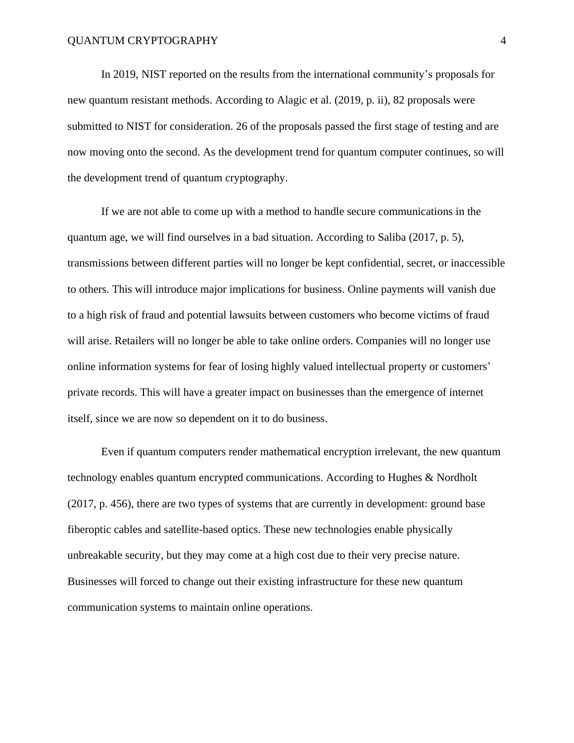In 2019, NIST reported on the results from the international community's proposals for new quantum resistant methods. According to Alagic et al. (2019, p. ii), 82 proposals were submitted to NIST for consideration. 26 of the proposals passed the first stage of testing and are now moving onto the second. As the development trend for quantum computer continues, so will the development trend of quantum cryptography.

If we are not able to come up with a method to handle secure communications in the quantum age, we will find ourselves in a bad situation. According to Saliba (2017, p. 5), transmissions between different parties will no longer be kept confidential, secret, or inaccessible to others. This will introduce major implications for business. Online payments will vanish due to a high risk of fraud and potential lawsuits between customers who become victims of fraud will arise. Retailers will no longer be able to take online orders. Companies will no longer use online information systems for fear of losing highly valued intellectual property or customers' private records. This will have a greater impact on businesses than the emergence of internet itself, since we are now so dependent on it to do business.

Even if quantum computers render mathematical encryption irrelevant, the new quantum technology enables quantum encrypted communications. According to Hughes & Nordholt (2017, p. 456), there are two types of systems that are currently in development: ground base fiberoptic cables and satellite-based optics. These new technologies enable physically unbreakable security, but they may come at a high cost due to their very precise nature. Businesses will forced to change out their existing infrastructure for these new quantum communication systems to maintain online operations.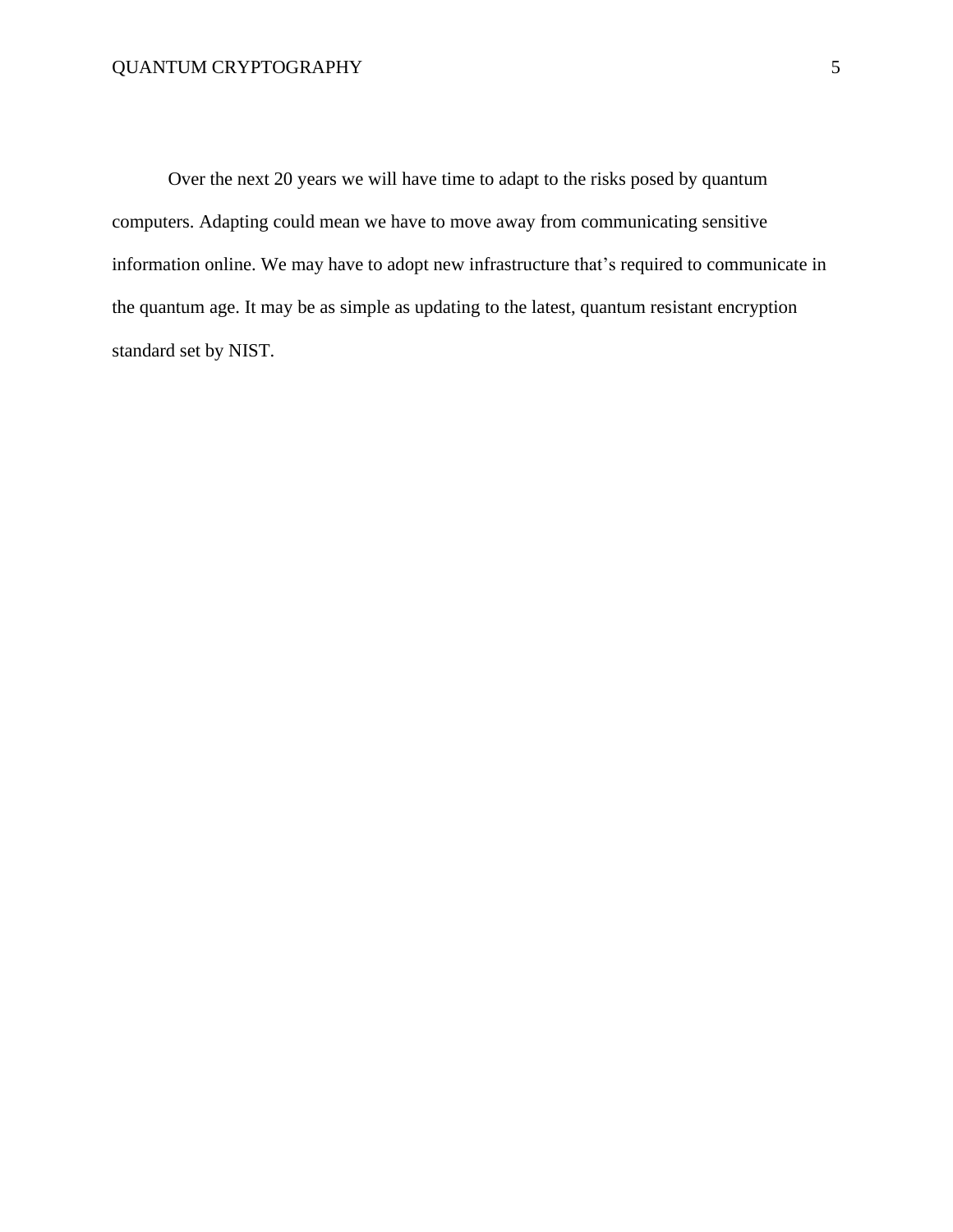Over the next 20 years we will have time to adapt to the risks posed by quantum computers. Adapting could mean we have to move away from communicating sensitive information online. We may have to adopt new infrastructure that's required to communicate in the quantum age. It may be as simple as updating to the latest, quantum resistant encryption standard set by NIST.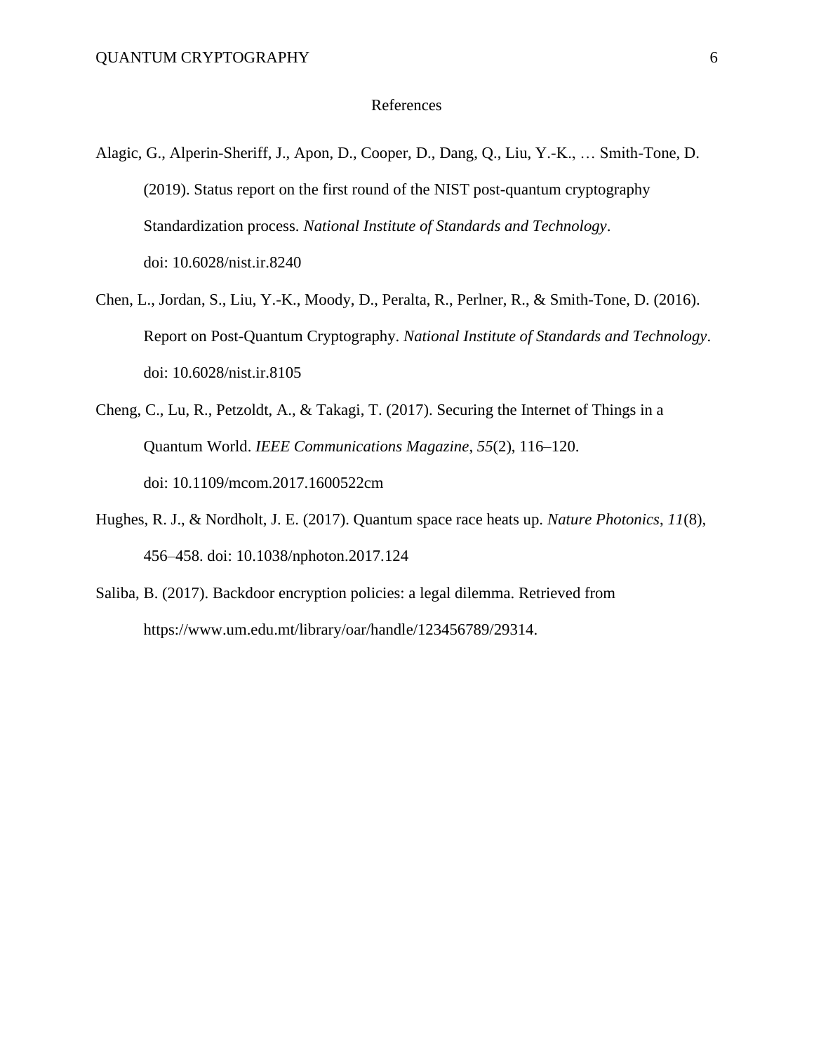# References

Alagic, G., Alperin-Sheriff, J., Apon, D., Cooper, D., Dang, Q., Liu, Y.-K., … Smith-Tone, D. (2019). Status report on the first round of the NIST post-quantum cryptography Standardization process. *National Institute of Standards and Technology*. doi: 10.6028/nist.ir.8240

Chen, L., Jordan, S., Liu, Y.-K., Moody, D., Peralta, R., Perlner, R., & Smith-Tone, D. (2016). Report on Post-Quantum Cryptography. *National Institute of Standards and Technology*. doi: 10.6028/nist.ir.8105

Cheng, C., Lu, R., Petzoldt, A., & Takagi, T. (2017). Securing the Internet of Things in a Quantum World. *IEEE Communications Magazine*, *55*(2), 116–120. doi: 10.1109/mcom.2017.1600522cm

Hughes, R. J., & Nordholt, J. E. (2017). Quantum space race heats up. *Nature Photonics*, *11*(8), 456–458. doi: 10.1038/nphoton.2017.124

Saliba, B. (2017). Backdoor encryption policies: a legal dilemma. Retrieved from https://www.um.edu.mt/library/oar/handle/123456789/29314.